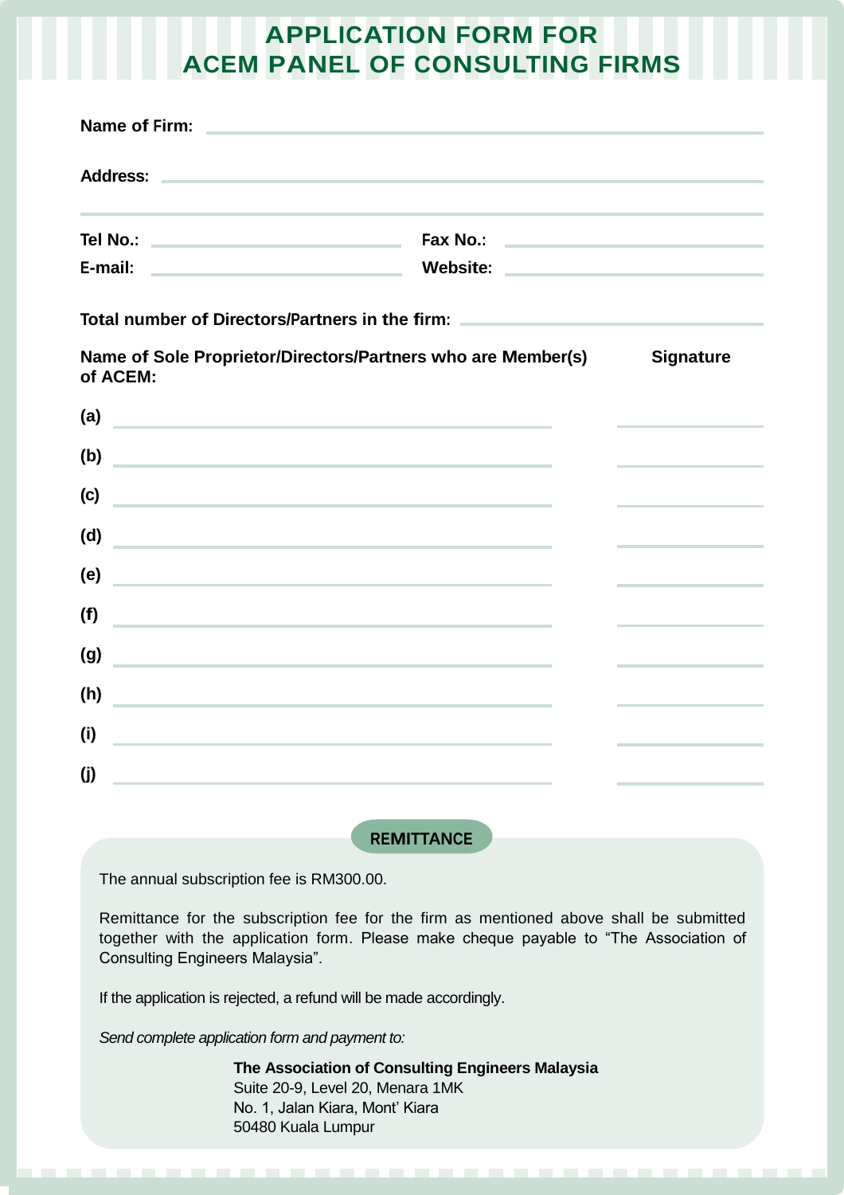# APPLICATION FORM FOR ACEM PANEL OF CONSULTING FIRMS

**Name of Firm:** ______________________________

**Address:** ______________________________

______________________________

**Tel No.:** ______________________ **Fax No.:** ______________________

**E-mail:** ______________________ **Website:** ______________________

**Total number of Directors/Partners in the firm:** ______________________

| **Name of Sole Proprietor/Directors/Partners who are Member(s) of ACEM:** | **Signature** |
|---|---|
| **(a)** ______________________ | ______________ |
| **(b)** ______________________ | ______________ |
| **(c)** ______________________ | ______________ |
| **(d)** ______________________ | ______________ |
| **(e)** ______________________ | ______________ |
| **(f)** ______________________ | ______________ |
| **(g)** ______________________ | ______________ |
| **(h)** ______________________ | ______________ |
| **(i)** ______________________ | ______________ |
| **(j)** ______________________ | ______________ |

## REMITTANCE

The annual subscription fee is RM300.00.

Remittance for the subscription fee for the firm as mentioned above shall be submitted together with the application form. Please make cheque payable to "The Association of Consulting Engineers Malaysia".

If the application is rejected, a refund will be made accordingly.

*Send complete application form and payment to:*

**The Association of Consulting Engineers Malaysia**
Suite 20-9, Level 20, Menara 1MK
No. 1, Jalan Kiara, Mont' Kiara
50480 Kuala Lumpur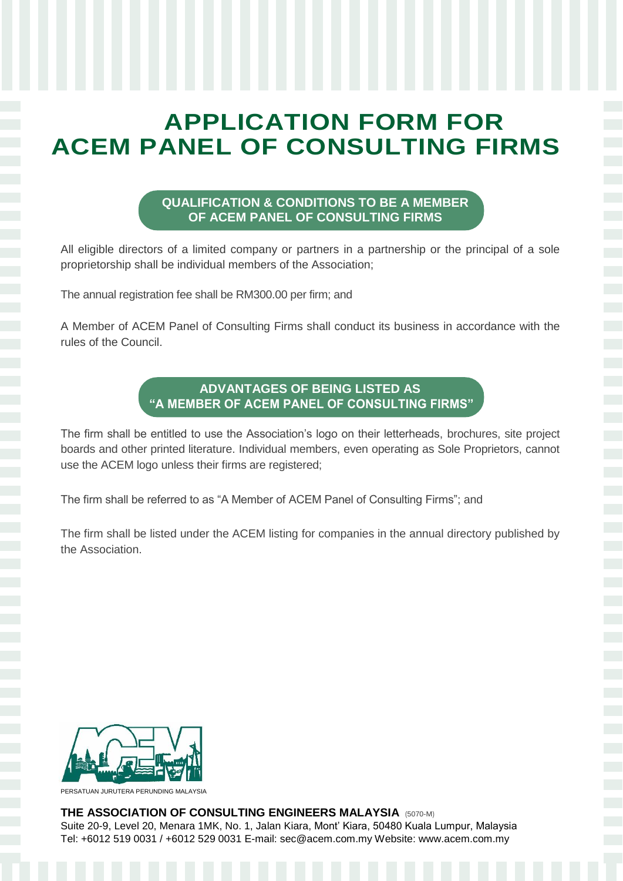# APPLICATION FORM FOR ACEM PANEL OF CONSULTING FIRMS

## QUALIFICATION & CONDITIONS TO BE A MEMBER OF ACEM PANEL OF CONSULTING FIRMS

All eligible directors of a limited company or partners in a partnership or the principal of a sole proprietorship shall be individual members of the Association;

The annual registration fee shall be RM300.00 per firm; and

A Member of ACEM Panel of Consulting Firms shall conduct its business in accordance with the rules of the Council.

## ADVANTAGES OF BEING LISTED AS "A MEMBER OF ACEM PANEL OF CONSULTING FIRMS"

The firm shall be entitled to use the Association's logo on their letterheads, brochures, site project boards and other printed literature. Individual members, even operating as Sole Proprietors, cannot use the ACEM logo unless their firms are registered;

The firm shall be referred to as "A Member of ACEM Panel of Consulting Firms"; and

The firm shall be listed under the ACEM listing for companies in the annual directory published by the Association.

PERSATUAN JURUTERA PERUNDING MALAYSIA

**THE ASSOCIATION OF CONSULTING ENGINEERS MALAYSIA** (5070-M)
Suite 20-9, Level 20, Menara 1MK, No. 1, Jalan Kiara, Mont' Kiara, 50480 Kuala Lumpur, Malaysia
Tel: +6012 519 0031 / +6012 529 0031 E-mail: sec@acem.com.my Website: www.acem.com.my